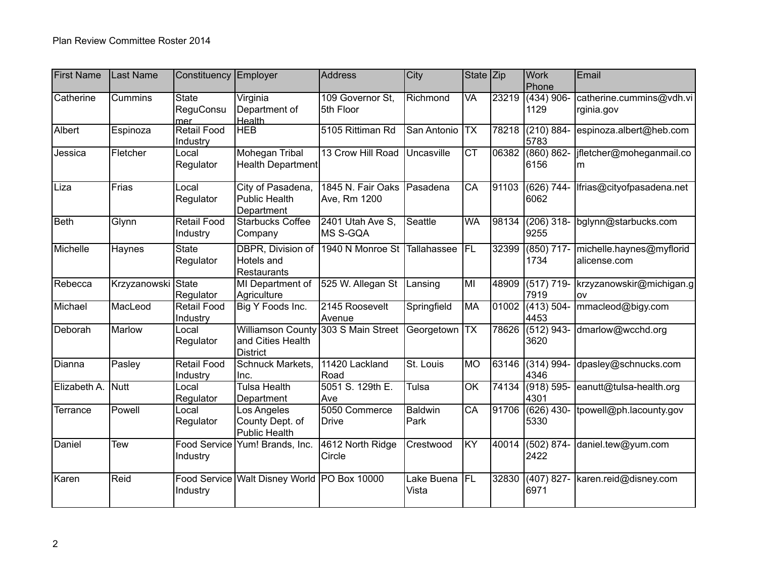Plan Review Committee Roster 2014

| First Name | Last Name | Constituency | Employer | Address | City | State | Zip | Work Phone | Email |
|---|---|---|---|---|---|---|---|---|---|
| Catherine | Cummins | State ReguConsumer | Virginia Department of Health | 109 Governor St, 5th Floor | Richmond | VA | 23219 | (434) 906-1129 | catherine.cummins@vdh.virginia.gov |
| Albert | Espinoza | Retail Food Industry | HEB | 5105 Rittiman Rd | San Antonio | TX | 78218 | (210) 884-5783 | espinoza.albert@heb.com |
| Jessica | Fletcher | Local Regulator | Mohegan Tribal Health Department | 13 Crow Hill Road | Uncasville | CT | 06382 | (860) 862-6156 | jfletcher@moheganmail.com |
| Liza | Frias | Local Regulator | City of Pasadena, Public Health Department | 1845 N. Fair Oaks Ave, Rm 1200 | Pasadena | CA | 91103 | (626) 744-6062 | lfrias@cityofpasadena.net |
| Beth | Glynn | Retail Food Industry | Starbucks Coffee Company | 2401 Utah Ave S, MS S-GQA | Seattle | WA | 98134 | (206) 318-9255 | bglynn@starbucks.com |
| Michelle | Haynes | State Regulator | DBPR, Division of Hotels and Restaurants | 1940 N Monroe St | Tallahassee | FL | 32399 | (850) 717-1734 | michelle.haynes@myfloridalicense.com |
| Rebecca | Krzyzanowski | State Regulator | MI Department of Agriculture | 525 W. Allegan St | Lansing | MI | 48909 | (517) 719-7919 | krzyzanowskir@michigan.gov |
| Michael | MacLeod | Retail Food Industry | Big Y Foods Inc. | 2145 Roosevelt Avenue | Springfield | MA | 01002 | (413) 504-4453 | mmacleod@bigy.com |
| Deborah | Marlow | Local Regulator | Williamson County and Cities Health District | 303 S Main Street | Georgetown | TX | 78626 | (512) 943-3620 | dmarlow@wcchd.org |
| Dianna | Pasley | Retail Food Industry | Schnuck Markets, Inc. | 11420 Lackland Road | St. Louis | MO | 63146 | (314) 994-4346 | dpasley@schnucks.com |
| Elizabeth A. | Nutt | Local Regulator | Tulsa Health Department | 5051 S. 129th E. Ave | Tulsa | OK | 74134 | (918) 595-4301 | eanutt@tulsa-health.org |
| Terrance | Powell | Local Regulator | Los Angeles County Dept. of Public Health | 5050 Commerce Drive | Baldwin Park | CA | 91706 | (626) 430-5330 | tpowell@ph.lacounty.gov |
| Daniel | Tew | Food Service Industry | Yum! Brands, Inc. | 4612 North Ridge Circle | Crestwood | KY | 40014 | (502) 874-2422 | daniel.tew@yum.com |
| Karen | Reid | Food Service Industry | Walt Disney World | PO Box 10000 | Lake Buena Vista | FL | 32830 | (407) 827-6971 | karen.reid@disney.com |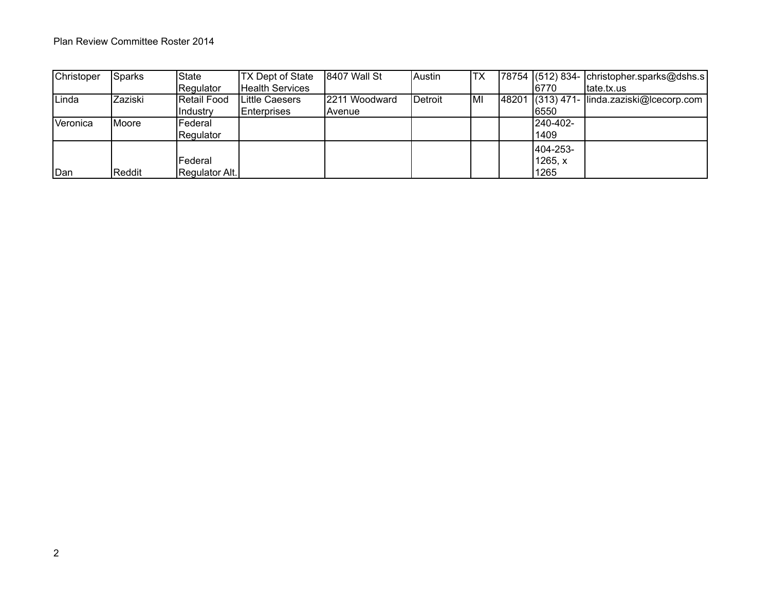Plan Review Committee Roster 2014

| | | | | | | | | | |
|---|---|---|---|---|---|---|---|---|---|
| Christoper | Sparks | State Regulator | TX Dept of State Health Services | 8407 Wall St | Austin | TX | 78754 | (512) 834-6770 | christopher.sparks@dshs.state.tx.us |
| Linda | Zaziski | Retail Food Industry | Little Caesers Enterprises | 2211 Woodward Avenue | Detroit | MI | 48201 | (313) 471-6550 | linda.zaziski@lcecorp.com |
| Veronica | Moore | Federal Regulator | | | | | | 240-402-1409 | |
| Dan | Reddit | Federal Regulator Alt. | | | | | | 404-253-1265, x 1265 | |